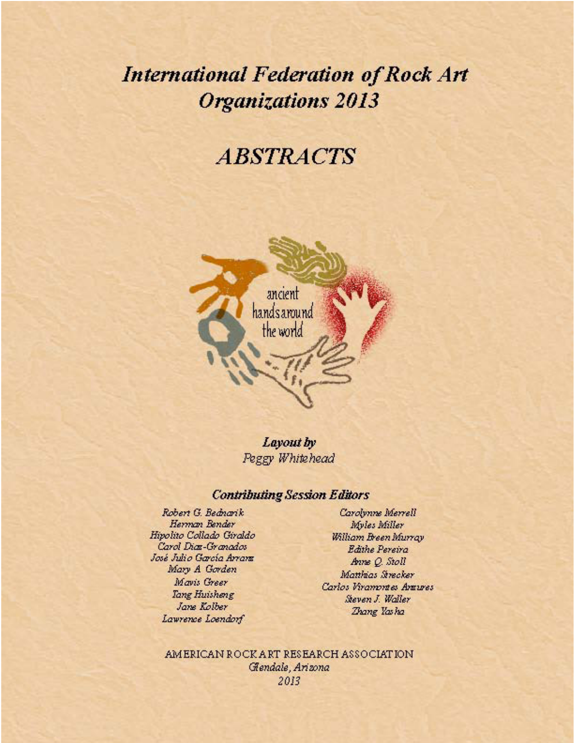# *International Federation of Rock Art Organizations 2013*

# *ABSTRACTS*

ancient hands around the world

***Layout by***
*Peggy Whitehead*

### *Contributing Session Editors*

*Robert G. Bednarik*
*Herman Bender*
*Hipolito Collado Giraldo*
*Carol Diaz-Granados*
*José Julio Garcia Arranz*
*Mary A. Gorden*
*Mavis Greer*
*Tang Huisheng*
*Jane Kolber*
*Lawrence Loendorf*
*Carolynne Merrell*
*Myles Miller*
*William Breen Murray*
*Edithe Pereira*
*Anne Q. Stoll*
*Matthias Strecker*
*Carlos Viramontes Anzures*
*Steven J. Waller*
*Zhang Yasha*

AMERICAN ROCK ART RESEARCH ASSOCIATION
*Glendale, Arizona*
*2013*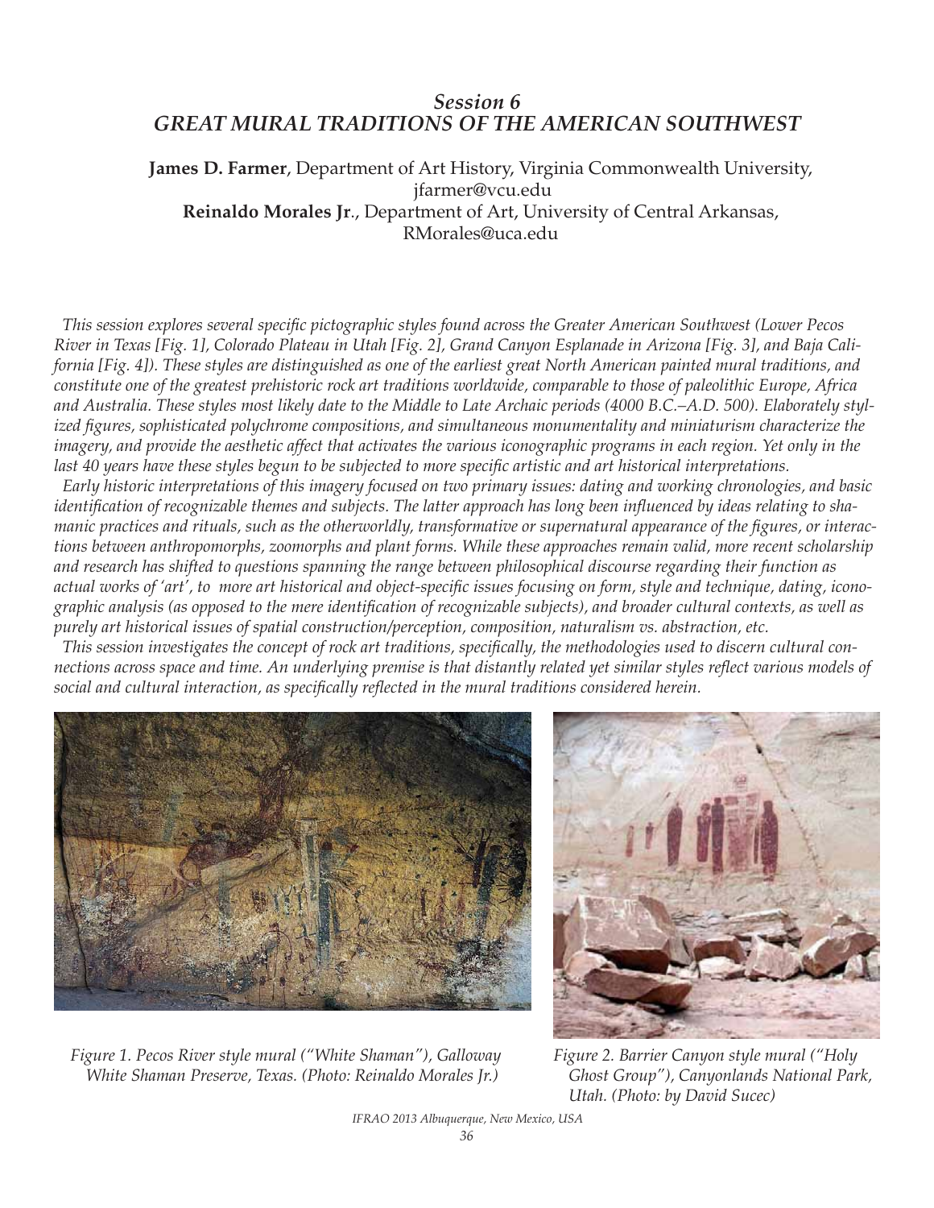## *Session 6*
## *GREAT MURAL TRADITIONS OF THE AMERICAN SOUTHWEST*

**James D. Farmer**, Department of Art History, Virginia Commonwealth University, jfarmer@vcu.edu
**Reinaldo Morales Jr**., Department of Art, University of Central Arkansas, RMorales@uca.edu

*This session explores several specific pictographic styles found across the Greater American Southwest (Lower Pecos River in Texas [Fig. 1], Colorado Plateau in Utah [Fig. 2], Grand Canyon Esplanade in Arizona [Fig. 3], and Baja California [Fig. 4]). These styles are distinguished as one of the earliest great North American painted mural traditions, and constitute one of the greatest prehistoric rock art traditions worldwide, comparable to those of paleolithic Europe, Africa and Australia. These styles most likely date to the Middle to Late Archaic periods (4000 B.C.–A.D. 500). Elaborately stylized figures, sophisticated polychrome compositions, and simultaneous monumentality and miniaturism characterize the imagery, and provide the aesthetic affect that activates the various iconographic programs in each region. Yet only in the last 40 years have these styles begun to be subjected to more specific artistic and art historical interpretations.*

*Early historic interpretations of this imagery focused on two primary issues: dating and working chronologies, and basic identification of recognizable themes and subjects. The latter approach has long been influenced by ideas relating to shamanic practices and rituals, such as the otherworldly, transformative or supernatural appearance of the figures, or interactions between anthropomorphs, zoomorphs and plant forms. While these approaches remain valid, more recent scholarship and research has shifted to questions spanning the range between philosophical discourse regarding their function as actual works of 'art', to more art historical and object-specific issues focusing on form, style and technique, dating, iconographic analysis (as opposed to the mere identification of recognizable subjects), and broader cultural contexts, as well as purely art historical issues of spatial construction/perception, composition, naturalism vs. abstraction, etc.*

*This session investigates the concept of rock art traditions, specifically, the methodologies used to discern cultural connections across space and time. An underlying premise is that distantly related yet similar styles reflect various models of social and cultural interaction, as specifically reflected in the mural traditions considered herein.*

*Figure 1. Pecos River style mural ("White Shaman"), Galloway White Shaman Preserve, Texas. (Photo: Reinaldo Morales Jr.)*

*Figure 2. Barrier Canyon style mural ("Holy Ghost Group"), Canyonlands National Park, Utah. (Photo: by David Sucec)*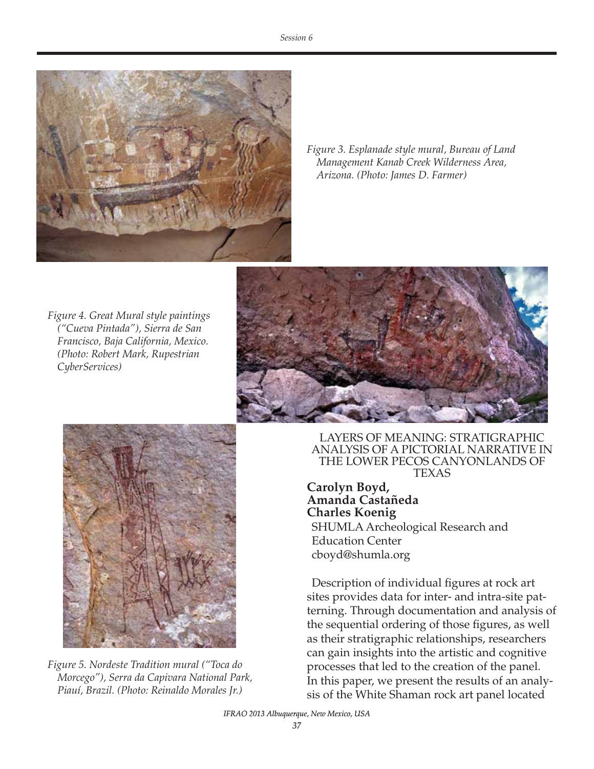*Figure 3. Esplanade style mural, Bureau of Land Management Kanab Creek Wilderness Area, Arizona. (Photo: James D. Farmer)*

*Figure 4. Great Mural style paintings ("Cueva Pintada"), Sierra de San Francisco, Baja California, Mexico. (Photo: Robert Mark, Rupestrian CyberServices)*

*Figure 5. Nordeste Tradition mural ("Toca do Morcego"), Serra da Capivara National Park, Piauí, Brazil. (Photo: Reinaldo Morales Jr.)*

## LAYERS OF MEANING: STRATIGRAPHIC ANALYSIS OF A PICTORIAL NARRATIVE IN THE LOWER PECOS CANYONLANDS OF TEXAS

**Carolyn Boyd,**
**Amanda Castañeda**
**Charles Koenig**
SHUMLA Archeological Research and Education Center
cboyd@shumla.org

Description of individual figures at rock art sites provides data for inter- and intra-site patterning. Through documentation and analysis of the sequential ordering of those figures, as well as their stratigraphic relationships, researchers can gain insights into the artistic and cognitive processes that led to the creation of the panel. In this paper, we present the results of an analysis of the White Shaman rock art panel located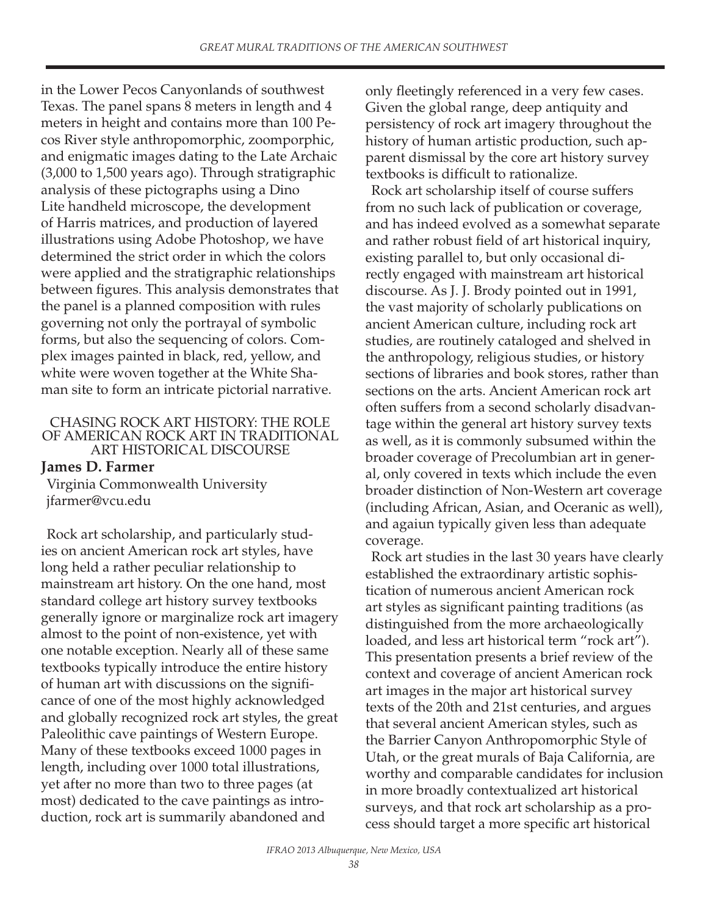in the Lower Pecos Canyonlands of southwest Texas. The panel spans 8 meters in length and 4 meters in height and contains more than 100 Pecos River style anthropomorphic, zoomporphic, and enigmatic images dating to the Late Archaic (3,000 to 1,500 years ago). Through stratigraphic analysis of these pictographs using a Dino Lite handheld microscope, the development of Harris matrices, and production of layered illustrations using Adobe Photoshop, we have determined the strict order in which the colors were applied and the stratigraphic relationships between figures. This analysis demonstrates that the panel is a planned composition with rules governing not only the portrayal of symbolic forms, but also the sequencing of colors. Complex images painted in black, red, yellow, and white were woven together at the White Shaman site to form an intricate pictorial narrative.

## CHASING ROCK ART HISTORY: THE ROLE OF AMERICAN ROCK ART IN TRADITIONAL ART HISTORICAL DISCOURSE

**James D. Farmer**

Virginia Commonwealth University
jfarmer@vcu.edu

Rock art scholarship, and particularly studies on ancient American rock art styles, have long held a rather peculiar relationship to mainstream art history. On the one hand, most standard college art history survey textbooks generally ignore or marginalize rock art imagery almost to the point of non-existence, yet with one notable exception. Nearly all of these same textbooks typically introduce the entire history of human art with discussions on the significance of one of the most highly acknowledged and globally recognized rock art styles, the great Paleolithic cave paintings of Western Europe. Many of these textbooks exceed 1000 pages in length, including over 1000 total illustrations, yet after no more than two to three pages (at most) dedicated to the cave paintings as introduction, rock art is summarily abandoned and only fleetingly referenced in a very few cases. Given the global range, deep antiquity and persistency of rock art imagery throughout the history of human artistic production, such apparent dismissal by the core art history survey textbooks is difficult to rationalize.

Rock art scholarship itself of course suffers from no such lack of publication or coverage, and has indeed evolved as a somewhat separate and rather robust field of art historical inquiry, existing parallel to, but only occasional directly engaged with mainstream art historical discourse. As J. J. Brody pointed out in 1991, the vast majority of scholarly publications on ancient American culture, including rock art studies, are routinely cataloged and shelved in the anthropology, religious studies, or history sections of libraries and book stores, rather than sections on the arts. Ancient American rock art often suffers from a second scholarly disadvantage within the general art history survey texts as well, as it is commonly subsumed within the broader coverage of Precolumbian art in general, only covered in texts which include the even broader distinction of Non-Western art coverage (including African, Asian, and Oceranic as well), and agaiun typically given less than adequate coverage.

Rock art studies in the last 30 years have clearly established the extraordinary artistic sophistication of numerous ancient American rock art styles as significant painting traditions (as distinguished from the more archaeologically loaded, and less art historical term "rock art"). This presentation presents a brief review of the context and coverage of ancient American rock art images in the major art historical survey texts of the 20th and 21st centuries, and argues that several ancient American styles, such as the Barrier Canyon Anthropomorphic Style of Utah, or the great murals of Baja California, are worthy and comparable candidates for inclusion in more broadly contextualized art historical surveys, and that rock art scholarship as a process should target a more specific art historical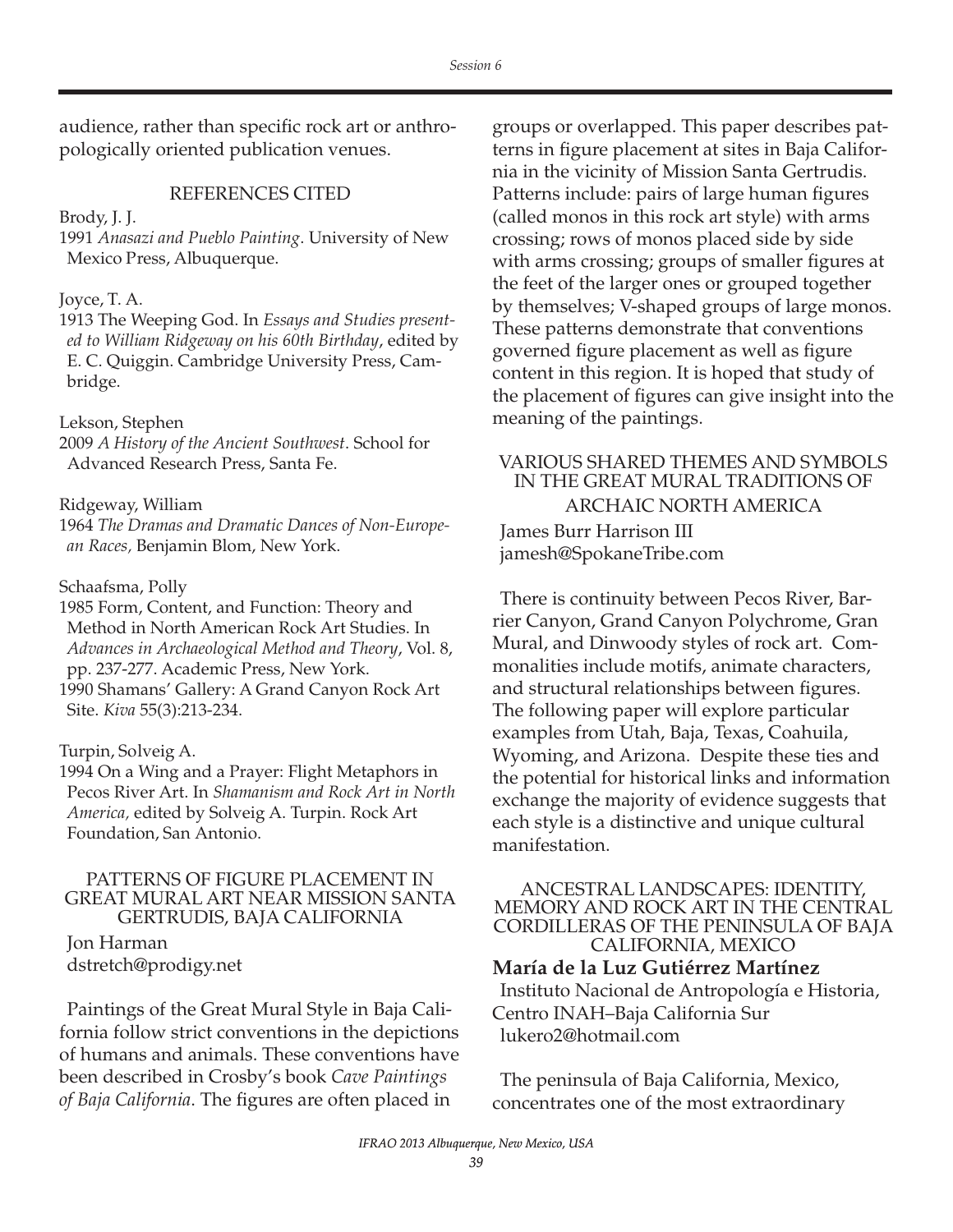audience, rather than specific rock art or anthropologically oriented publication venues.

## REFERENCES CITED

Brody, J. J.
1991 *Anasazi and Pueblo Painting*. University of New Mexico Press, Albuquerque.

Joyce, T. A.
1913 The Weeping God. In *Essays and Studies presented to William Ridgeway on his 60th Birthday*, edited by E. C. Quiggin. Cambridge University Press, Cambridge.

Lekson, Stephen
2009 *A History of the Ancient Southwest*. School for Advanced Research Press, Santa Fe.

Ridgeway, William
1964 *The Dramas and Dramatic Dances of Non-European Races,* Benjamin Blom, New York.

Schaafsma, Polly
1985 Form, Content, and Function: Theory and Method in North American Rock Art Studies. In *Advances in Archaeological Method and Theory*, Vol. 8, pp. 237-277. Academic Press, New York.
1990 Shamans' Gallery: A Grand Canyon Rock Art Site. *Kiva* 55(3):213-234.

Turpin, Solveig A.
1994 On a Wing and a Prayer: Flight Metaphors in Pecos River Art. In *Shamanism and Rock Art in North America,* edited by Solveig A. Turpin. Rock Art Foundation, San Antonio.

## PATTERNS OF FIGURE PLACEMENT IN GREAT MURAL ART NEAR MISSION SANTA GERTRUDIS, BAJA CALIFORNIA

Jon Harman
dstretch@prodigy.net

Paintings of the Great Mural Style in Baja California follow strict conventions in the depictions of humans and animals. These conventions have been described in Crosby's book *Cave Paintings of Baja California*. The figures are often placed in groups or overlapped. This paper describes patterns in figure placement at sites in Baja California in the vicinity of Mission Santa Gertrudis. Patterns include: pairs of large human figures (called monos in this rock art style) with arms crossing; rows of monos placed side by side with arms crossing; groups of smaller figures at the feet of the larger ones or grouped together by themselves; V-shaped groups of large monos. These patterns demonstrate that conventions governed figure placement as well as figure content in this region. It is hoped that study of the placement of figures can give insight into the meaning of the paintings.

## VARIOUS SHARED THEMES AND SYMBOLS IN THE GREAT MURAL TRADITIONS OF ARCHAIC NORTH AMERICA

James Burr Harrison III
jamesh@SpokaneTribe.com

There is continuity between Pecos River, Barrier Canyon, Grand Canyon Polychrome, Gran Mural, and Dinwoody styles of rock art. Commonalities include motifs, animate characters, and structural relationships between figures. The following paper will explore particular examples from Utah, Baja, Texas, Coahuila, Wyoming, and Arizona. Despite these ties and the potential for historical links and information exchange the majority of evidence suggests that each style is a distinctive and unique cultural manifestation.

## ANCESTRAL LANDSCAPES: IDENTITY, MEMORY AND ROCK ART IN THE CENTRAL CORDILLERAS OF THE PENINSULA OF BAJA CALIFORNIA, MEXICO

**María de la Luz Gutiérrez Martínez**
Instituto Nacional de Antropología e Historia, Centro INAH–Baja California Sur
lukero2@hotmail.com

The peninsula of Baja California, Mexico, concentrates one of the most extraordinary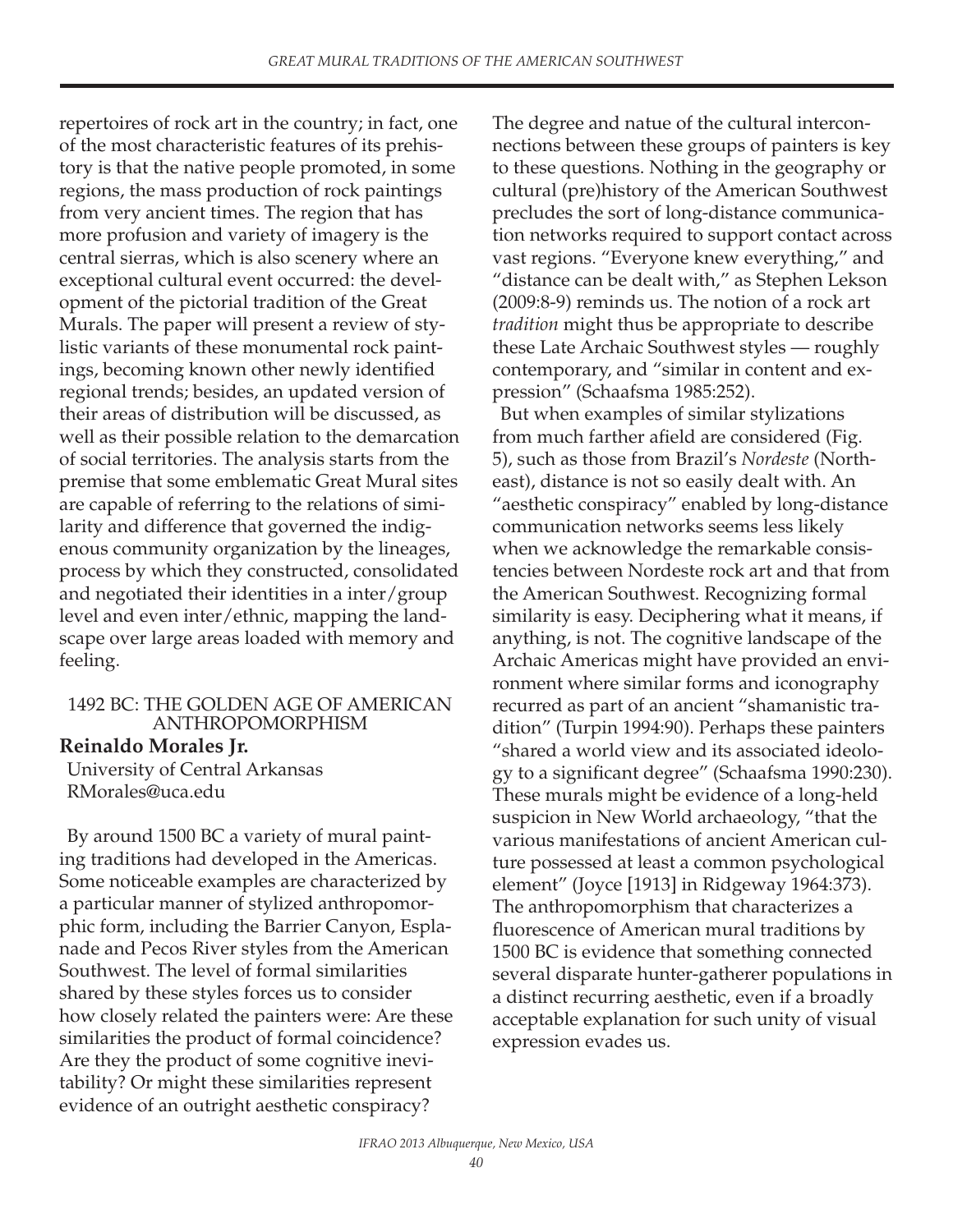repertoires of rock art in the country; in fact, one of the most characteristic features of its prehistory is that the native people promoted, in some regions, the mass production of rock paintings from very ancient times. The region that has more profusion and variety of imagery is the central sierras, which is also scenery where an exceptional cultural event occurred: the development of the pictorial tradition of the Great Murals. The paper will present a review of stylistic variants of these monumental rock paintings, becoming known other newly identified regional trends; besides, an updated version of their areas of distribution will be discussed, as well as their possible relation to the demarcation of social territories. The analysis starts from the premise that some emblematic Great Mural sites are capable of referring to the relations of similarity and difference that governed the indigenous community organization by the lineages, process by which they constructed, consolidated and negotiated their identities in a inter/group level and even inter/ethnic, mapping the landscape over large areas loaded with memory and feeling.

## 1492 BC: THE GOLDEN AGE OF AMERICAN ANTHROPOMORPHISM

**Reinaldo Morales Jr.**
University of Central Arkansas
RMorales@uca.edu

By around 1500 BC a variety of mural painting traditions had developed in the Americas. Some noticeable examples are characterized by a particular manner of stylized anthropomorphic form, including the Barrier Canyon, Esplanade and Pecos River styles from the American Southwest. The level of formal similarities shared by these styles forces us to consider how closely related the painters were: Are these similarities the product of formal coincidence? Are they the product of some cognitive inevitability? Or might these similarities represent evidence of an outright aesthetic conspiracy? The degree and natue of the cultural interconnections between these groups of painters is key to these questions. Nothing in the geography or cultural (pre)history of the American Southwest precludes the sort of long-distance communication networks required to support contact across vast regions. "Everyone knew everything," and "distance can be dealt with," as Stephen Lekson (2009:8-9) reminds us. The notion of a rock art *tradition* might thus be appropriate to describe these Late Archaic Southwest styles — roughly contemporary, and "similar in content and expression" (Schaafsma 1985:252).

But when examples of similar stylizations from much farther afield are considered (Fig. 5), such as those from Brazil's *Nordeste* (Northeast), distance is not so easily dealt with. An "aesthetic conspiracy" enabled by long-distance communication networks seems less likely when we acknowledge the remarkable consistencies between Nordeste rock art and that from the American Southwest. Recognizing formal similarity is easy. Deciphering what it means, if anything, is not. The cognitive landscape of the Archaic Americas might have provided an environment where similar forms and iconography recurred as part of an ancient "shamanistic tradition" (Turpin 1994:90). Perhaps these painters "shared a world view and its associated ideology to a significant degree" (Schaafsma 1990:230). These murals might be evidence of a long-held suspicion in New World archaeology, "that the various manifestations of ancient American culture possessed at least a common psychological element" (Joyce [1913] in Ridgeway 1964:373). The anthropomorphism that characterizes a fluorescence of American mural traditions by 1500 BC is evidence that something connected several disparate hunter-gatherer populations in a distinct recurring aesthetic, even if a broadly acceptable explanation for such unity of visual expression evades us.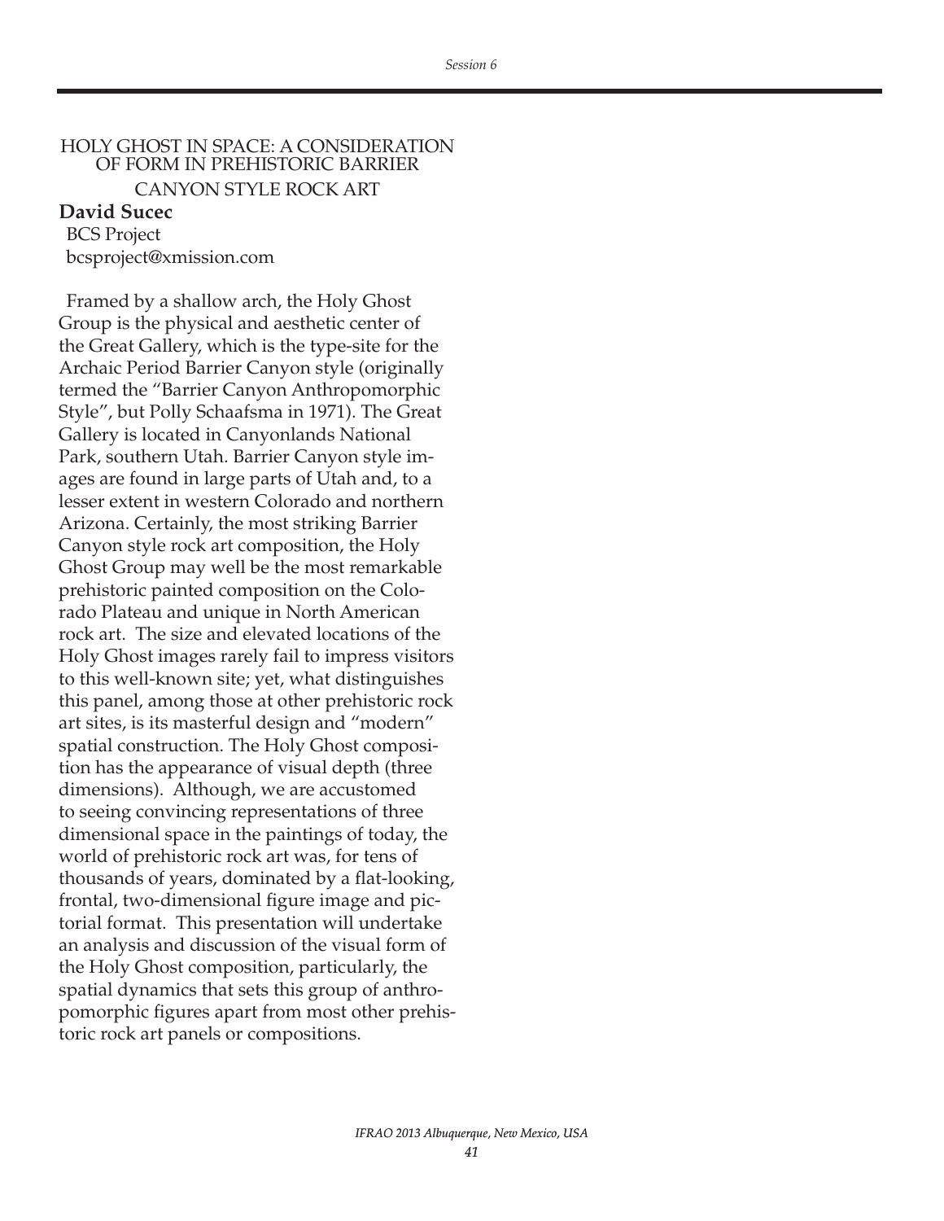# HOLY GHOST IN SPACE: A CONSIDERATION OF FORM IN PREHISTORIC BARRIER CANYON STYLE ROCK ART

**David Sucec**
BCS Project
bcsproject@xmission.com

Framed by a shallow arch, the Holy Ghost Group is the physical and aesthetic center of the Great Gallery, which is the type-site for the Archaic Period Barrier Canyon style (originally termed the "Barrier Canyon Anthropomorphic Style", but Polly Schaafsma in 1971). The Great Gallery is located in Canyonlands National Park, southern Utah. Barrier Canyon style images are found in large parts of Utah and, to a lesser extent in western Colorado and northern Arizona. Certainly, the most striking Barrier Canyon style rock art composition, the Holy Ghost Group may well be the most remarkable prehistoric painted composition on the Colorado Plateau and unique in North American rock art. The size and elevated locations of the Holy Ghost images rarely fail to impress visitors to this well-known site; yet, what distinguishes this panel, among those at other prehistoric rock art sites, is its masterful design and "modern" spatial construction. The Holy Ghost composition has the appearance of visual depth (three dimensions). Although, we are accustomed to seeing convincing representations of three dimensional space in the paintings of today, the world of prehistoric rock art was, for tens of thousands of years, dominated by a flat-looking, frontal, two-dimensional figure image and pictorial format. This presentation will undertake an analysis and discussion of the visual form of the Holy Ghost composition, particularly, the spatial dynamics that sets this group of anthropomorphic figures apart from most other prehistoric rock art panels or compositions.